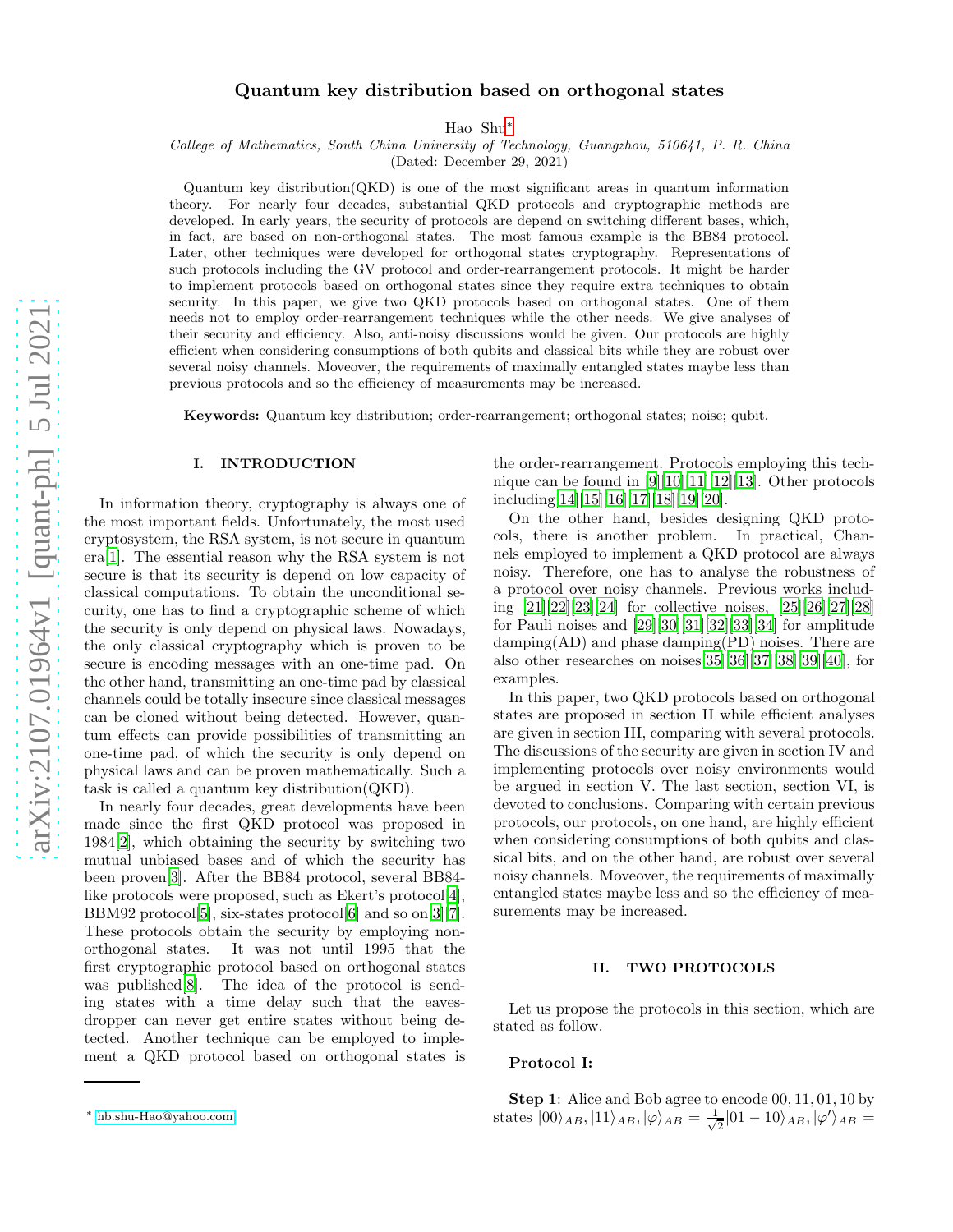# Quantum key distribution based on orthogonal states

Hao Shu*

*College of Mathematics, South China University of Technology, Guangzhou, 510641, P. R. China*

(Dated: December 29, 2021)

Quantum key distribution(QKD) is one of the most significant areas in quantum information theory. For nearly four decades, substantial QKD protocols and cryptographic methods are developed. In early years, the security of protocols are depend on switching different bases, which, in fact, are based on non-orthogonal states. The most famous example is the BB84 protocol. Later, other techniques were developed for orthogonal states cryptography. Representations of such protocols including the GV protocol and order-rearrangement protocols. It might be harder to implement protocols based on orthogonal states since they require extra techniques to obtain security. In this paper, we give two QKD protocols based on orthogonal states. One of them needs not to employ order-rearrangement techniques while the other needs. We give analyses of their security and efficiency. Also, anti-noisy discussions would be given. Our protocols are highly efficient when considering consumptions of both qubits and classical bits while they are robust over several noisy channels. Moveover, the requirements of maximally entangled states maybe less than previous protocols and so the efficiency of measurements may be increased.

**Keywords:** Quantum key distribution; order-rearrangement; orthogonal states; noise; qubit.

## I. INTRODUCTION

In information theory, cryptography is always one of the most important fields. Unfortunately, the most used cryptosystem, the RSA system, is not secure in quantum era[1]. The essential reason why the RSA system is not secure is that its security is depend on low capacity of classical computations. To obtain the unconditional security, one has to find a cryptographic scheme of which the security is only depend on physical laws. Nowadays, the only classical cryptography which is proven to be secure is encoding messages with an one-time pad. On the other hand, transmitting an one-time pad by classical channels could be totally insecure since classical messages can be cloned without being detected. However, quantum effects can provide possibilities of transmitting an one-time pad, of which the security is only depend on physical laws and can be proven mathematically. Such a task is called a quantum key distribution(QKD).

In nearly four decades, great developments have been made since the first QKD protocol was proposed in 1984[2], which obtaining the security by switching two mutual unbiased bases and of which the security has been proven[3]. After the BB84 protocol, several BB84-like protocols were proposed, such as Ekert's protocol[4], BBM92 protocol[5], six-states protocol[6] and so on[3][7]. These protocols obtain the security by employing non-orthogonal states. It was not until 1995 that the first cryptographic protocol based on orthogonal states was published[8]. The idea of the protocol is sending states with a time delay such that the eavesdropper can never get entire states without being detected. Another technique can be employed to implement a QKD protocol based on orthogonal states is the order-rearrangement. Protocols employing this technique can be found in [9][10][11][12][13]. Other protocols including[14][15][16][17][18][19][20].

On the other hand, besides designing QKD protocols, there is another problem. In practical, Channels employed to implement a QKD protocol are always noisy. Therefore, one has to analyse the robustness of a protocol over noisy channels. Previous works including [21][22][23][24] for collective noises, [25][26][27][28] for Pauli noises and [29][30][31][32][33][34] for amplitude damping(AD) and phase damping(PD) noises. There are also other researches on noises[35][36][37][38][39][40], for examples.

In this paper, two QKD protocols based on orthogonal states are proposed in section II while efficient analyses are given in section III, comparing with several protocols. The discussions of the security are given in section IV and implementing protocols over noisy environments would be argued in section V. The last section, section VI, is devoted to conclusions. Comparing with certain previous protocols, our protocols, on one hand, are highly efficient when considering consumptions of both qubits and classical bits, and on the other hand, are robust over several noisy channels. Moreover, the requirements of maximally entangled states maybe less and so the efficiency of measurements may be increased.

## II. TWO PROTOCOLS

Let us propose the protocols in this section, which are stated as follow.

**Protocol I:**

**Step 1**: Alice and Bob agree to encode 00, 11, 01, 10 by states $|00\rangle_{AB}, |11\rangle_{AB}, |\varphi\rangle_{AB} = \frac{1}{\sqrt{2}}|01-10\rangle_{AB}, |\varphi'\rangle_{AB} =$

---

* hb.shu-Hao@yahoo.com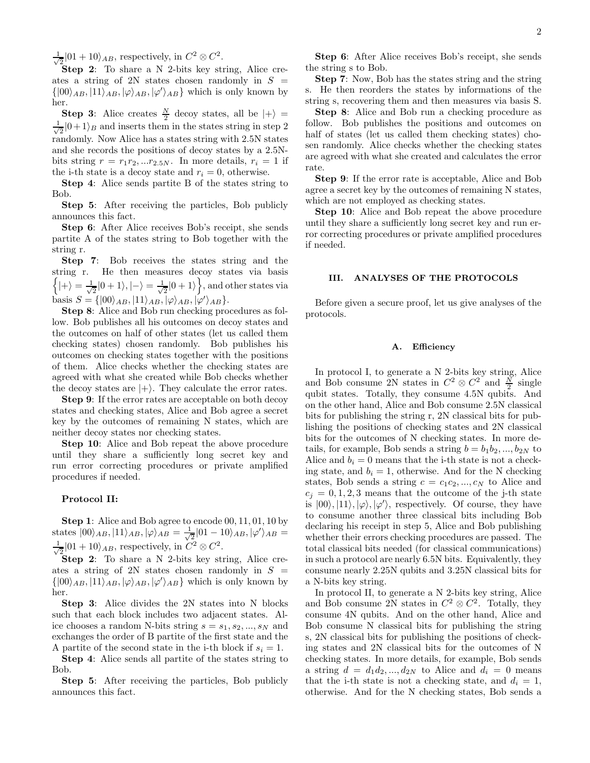$\frac{1}{\sqrt{2}}|01+10\rangle_{AB}$, respectively, in $C^2 \otimes C^2$.

**Step 2**: To share a N 2-bits key string, Alice creates a string of 2N states chosen randomly in $S = \{|00\rangle_{AB}, |11\rangle_{AB}, |\varphi\rangle_{AB}, |\varphi'\rangle_{AB}\}$ which is only known by her.

**Step 3**: Alice creates $\frac{N}{2}$ decoy states, all be $|+\rangle = \frac{1}{\sqrt{2}}|0+1\rangle_B$ and inserts them in the states string in step 2 randomly. Now Alice has a states string with 2.5N states and she records the positions of decoy states by a 2.5N-bits string $r = r_1r_2, ...r_{2.5N}$. In more details, $r_i = 1$ if the i-th state is a decoy state and $r_i = 0$, otherwise.

**Step 4**: Alice sends partite B of the states string to Bob.

**Step 5**: After receiving the particles, Bob publicly announces this fact.

**Step 6**: After Alice receives Bob's receipt, she sends partite A of the states string to Bob together with the string r.

**Step 7**: Bob receives the states string and the string r. He then measures decoy states via basis $\left\{|+\rangle = \frac{1}{\sqrt{2}}|0+1\rangle, |-\rangle = \frac{1}{\sqrt{2}}|0+1\rangle\right\}$, and other states via basis $S = \{|00\rangle_{AB}, |11\rangle_{AB}, |\varphi\rangle_{AB}, |\varphi'\rangle_{AB}\}$.

**Step 8**: Alice and Bob run checking procedures as follow. Bob publishes all his outcomes on decoy states and the outcomes on half of other states (let us called them checking states) chosen randomly. Bob publishes his outcomes on checking states together with the positions of them. Alice checks whether the checking states are agreed with what she created while Bob checks whether the decoy states are $|+\rangle$. They calculate the error rates.

**Step 9**: If the error rates are acceptable on both decoy states and checking states, Alice and Bob agree a secret key by the outcomes of remaining N states, which are neither decoy states nor checking states.

**Step 10**: Alice and Bob repeat the above procedure until they share a sufficiently long secret key and run error correcting procedures or private amplified procedures if needed.

**Protocol II:**

**Step 1**: Alice and Bob agree to encode 00, 11, 01, 10 by states $|00\rangle_{AB}, |11\rangle_{AB}, |\varphi\rangle_{AB} = \frac{1}{\sqrt{2}}|01-10\rangle_{AB}, |\varphi'\rangle_{AB} = \frac{1}{\sqrt{2}}|01+10\rangle_{AB}$, respectively, in $C^2 \otimes C^2$.

**Step 2**: To share a N 2-bits key string, Alice creates a string of 2N states chosen randomly in $S = \{|00\rangle_{AB}, |11\rangle_{AB}, |\varphi\rangle_{AB}, |\varphi'\rangle_{AB}\}$ which is only known by her.

**Step 3**: Alice divides the 2N states into N blocks such that each block includes two adjacent states. Alice chooses a random N-bits string $s = s_1, s_2, ..., s_N$ and exchanges the order of B partite of the first state and the A partite of the second state in the i-th block if $s_i = 1$.

**Step 4**: Alice sends all partite of the states string to Bob.

**Step 5**: After receiving the particles, Bob publicly announces this fact.

**Step 6**: After Alice receives Bob's receipt, she sends the string s to Bob.

**Step 7**: Now, Bob has the states string and the string s. He then reorders the states by informations of the string s, recovering them and then measures via basis S.

**Step 8**: Alice and Bob run a checking procedure as follow. Bob publishes the positions and outcomes on half of states (let us called them checking states) chosen randomly. Alice checks whether the checking states are agreed with what she created and calculates the error rate.

**Step 9**: If the error rate is acceptable, Alice and Bob agree a secret key by the outcomes of remaining N states, which are not employed as checking states.

**Step 10**: Alice and Bob repeat the above procedure until they share a sufficiently long secret key and run error correcting procedures or private amplified procedures if needed.

## III. ANALYSES OF THE PROTOCOLS

Before given a secure proof, let us give analyses of the protocols.

### A. Efficiency

In protocol I, to generate a N 2-bits key string, Alice and Bob consume 2N states in $C^2 \otimes C^2$ and $\frac{N}{2}$ single qubit states. Totally, they consume 4.5N qubits. And on the other hand, Alice and Bob consume 2.5N classical bits for publishing the string r, 2N classical bits for publishing the positions of checking states and 2N classical bits for the outcomes of N checking states. In more details, for example, Bob sends a string $b = b_1b_2, ..., b_{2N}$ to Alice and $b_i = 0$ means that the i-th state is not a checking state, and $b_i = 1$, otherwise. And for the N checking states, Bob sends a string $c = c_1c_2, ..., c_N$ to Alice and $c_j = 0, 1, 2, 3$ means that the outcome of the j-th state is $|00\rangle, |11\rangle, |\varphi\rangle, |\varphi'\rangle$, respectively. Of course, they have to consume another three classical bits including Bob declaring his receipt in step 5, Alice and Bob publishing whether their errors checking procedures are passed. The total classical bits needed (for classical communications) in such a protocol are nearly 6.5N bits. Equivalently, they consume nearly 2.25N qubits and 3.25N classical bits for a N-bits key string.

In protocol II, to generate a N 2-bits key string, Alice and Bob consume 2N states in $C^2 \otimes C^2$. Totally, they consume 4N qubits. And on the other hand, Alice and Bob consume N classical bits for publishing the string s, 2N classical bits for publishing the positions of checking states and 2N classical bits for the outcomes of N checking states. In more details, for example, Bob sends a string $d = d_1d_2, ..., d_{2N}$ to Alice and $d_i = 0$ means that the i-th state is not a checking state, and $d_i = 1$, otherwise. And for the N checking states, Bob sends a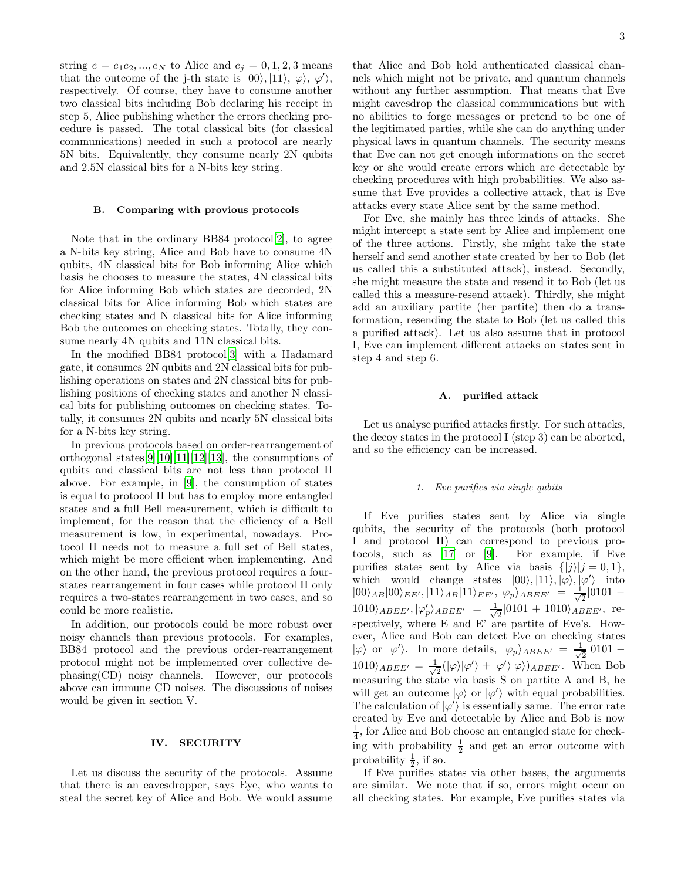string $e = e_1e_2, ..., e_N$ to Alice and $e_j = 0, 1, 2, 3$ means that the outcome of the j-th state is $|00\rangle, |11\rangle, |\varphi\rangle, |\varphi'\rangle$, respectively. Of course, they have to consume another two classical bits including Bob declaring his receipt in step 5, Alice publishing whether the errors checking procedure is passed. The total classical bits (for classical communications) needed in such a protocol are nearly 5N bits. Equivalently, they consume nearly 2N qubits and 2.5N classical bits for a N-bits key string.

### B. Comparing with provious protocols

Note that in the ordinary BB84 protocol[2], to agree a N-bits key string, Alice and Bob have to consume 4N qubits, 4N classical bits for Bob informing Alice which basis he chooses to measure the states, 4N classical bits for Alice informing Bob which states are decorded, 2N classical bits for Alice informing Bob which states are checking states and N classical bits for Alice informing Bob the outcomes on checking states. Totally, they consume nearly 4N qubits and 11N classical bits.

In the modified BB84 protocol[3] with a Hadamard gate, it consumes 2N qubits and 2N classical bits for publishing operations on states and 2N classical bits for publishing positions of checking states and another N classical bits for publishing outcomes on checking states. Totally, it consumes 2N qubits and nearly 5N classical bits for a N-bits key string.

In previous protocols based on order-rearrangement of orthogonal states[9][10][11][12][13], the consumptions of qubits and classical bits are not less than protocol II above. For example, in [9], the consumption of states is equal to protocol II but has to employ more entangled states and a full Bell measurement, which is difficult to implement, for the reason that the efficiency of a Bell measurement is low, in experimental, nowadays. Protocol II needs not to measure a full set of Bell states, which might be more efficient when implementing. And on the other hand, the previous protocol requires a four-states rearrangement in four cases while protocol II only requires a two-states rearrangement in two cases, and so could be more realistic.

In addition, our protocols could be more robust over noisy channels than previous protocols. For examples, BB84 protocol and the previous order-rearrangement protocol might not be implemented over collective dephasing(CD) noisy channels. However, our protocols above can immune CD noises. The discussions of noises would be given in section V.

## IV. SECURITY

Let us discuss the security of the protocols. Assume that there is an eavesdropper, says Eye, who wants to steal the secret key of Alice and Bob. We would assume that Alice and Bob hold authenticated classical channels which might not be private, and quantum channels without any further assumption. That means that Eve might eavesdrop the classical communications but with no abilities to forge messages or pretend to be one of the legitimated parties, while she can do anything under physical laws in quantum channels. The security means that Eve can not get enough informations on the secret key or she would create errors which are detectable by checking procedures with high probabilities. We also assume that Eve provides a collective attack, that is Eve attacks every state Alice sent by the same method.

For Eve, she mainly has three kinds of attacks. She might intercept a state sent by Alice and implement one of the three actions. Firstly, she might take the state herself and send another state created by her to Bob (let us called this a substituted attack), instead. Secondly, she might measure the state and resend it to Bob (let us called this a measure-resend attack). Thirdly, she might add an auxiliary partite (her partite) then do a transformation, resending the state to Bob (let us called this a purified attack). Let us also assume that in protocol I, Eve can implement different attacks on states sent in step 4 and step 6.

### A. purified attack

Let us analyse purified attacks firstly. For such attacks, the decoy states in the protocol I (step 3) can be aborted, and so the efficiency can be increased.

#### 1. Eve purifies via single qubits

If Eve purifies states sent by Alice via single qubits, the security of the protocols (both protocol I and protocol II) can correspond to previous protocols, such as [17] or [9]. For example, if Eve purifies states sent by Alice via basis $\{|j\rangle | j = 0, 1\}$, which would change states $|00\rangle, |11\rangle, |\varphi\rangle, |\varphi'\rangle$ into $|00\rangle_{AB}|00\rangle_{EE'}, |11\rangle_{AB}|11\rangle_{EE'}, |\varphi_p\rangle_{ABEE'} = \frac{1}{\sqrt{2}}|0101 - 1010\rangle_{ABEE'}, |\varphi'_p\rangle_{ABEE'} = \frac{1}{\sqrt{2}}|0101 + 1010\rangle_{ABEE'}$, respectively, where E and E' are partite of Eve's. However, Alice and Bob can detect Eve on checking states $|\varphi\rangle$ or $|\varphi'\rangle$. In more details, $|\varphi_p\rangle_{ABEE'} = \frac{1}{\sqrt{2}}|0101 - 1010\rangle_{ABEE'} = \frac{1}{\sqrt{2}}(|\varphi\rangle|\varphi'\rangle + |\varphi'\rangle|\varphi\rangle)_{ABEE'}$. When Bob measuring the state via basis S on partite A and B, he will get an outcome $|\varphi\rangle$ or $|\varphi'\rangle$ with equal probabilities. The calculation of $|\varphi'\rangle$ is essentially same. The error rate created by Eve and detectable by Alice and Bob is now $\frac{1}{4}$, for Alice and Bob choose an entangled state for checking with probability $\frac{1}{2}$ and get an error outcome with probability $\frac{1}{2}$, if so.

If Eve purifies states via other bases, the arguments are similar. We note that if so, errors might occur on all checking states. For example, Eve purifies states via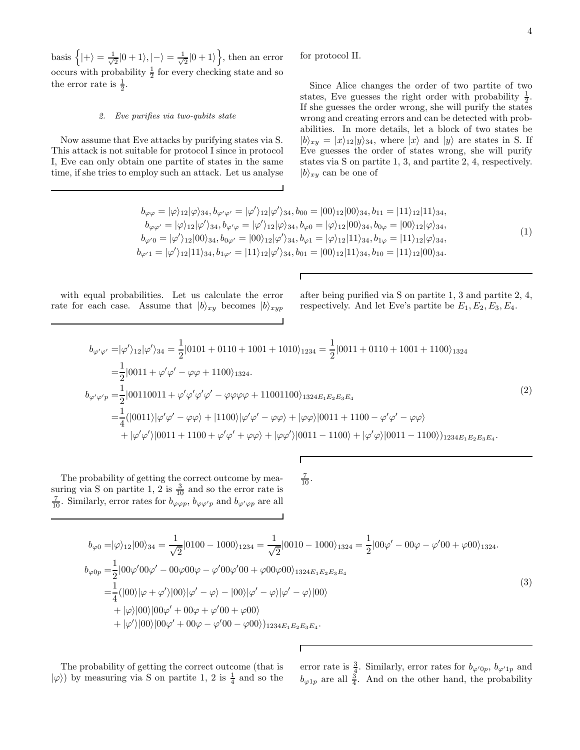basis $\left\{|+\rangle = \frac{1}{\sqrt{2}}|0+1\rangle, |-\rangle = \frac{1}{\sqrt{2}}|0+1\rangle\right\}$, then an error occurs with probability $\frac{1}{2}$ for every checking state and so the error rate is $\frac{1}{2}$.

#### 2. Eve purifies via two-qubits state

Now assume that Eve attacks by purifying states via S. This attack is not suitable for protocol I since in protocol I, Eve can only obtain one partite of states in the same time, if she tries to employ such an attack. Let us analyse for protocol II.

Since Alice changes the order of two partite of two states, Eve guesses the right order with probability $\frac{1}{2}$. If she guesses the order wrong, she will purify the states wrong and creating errors and can be detected with probabilities. In more details, let a block of two states be $|b\rangle_{xy} = |x\rangle_{12}|y\rangle_{34}$, where $|x\rangle$ and $|y\rangle$ are states in S. If Eve guesses the order of states wrong, she will purify states via S on partite 1, 3, and partite 2, 4, respectively. $|b\rangle_{xy}$ can be one of

$$
\begin{aligned}
b_{\varphi\varphi} = |\varphi\rangle_{12}|\varphi\rangle_{34}, b_{\varphi'\varphi'} = |\varphi'\rangle_{12}|\varphi'\rangle_{34}, b_{00} = |00\rangle_{12}|00\rangle_{34}, b_{11} = |11\rangle_{12}|11\rangle_{34},\\
b_{\varphi\varphi'} = |\varphi\rangle_{12}|\varphi'\rangle_{34}, b_{\varphi'\varphi} = |\varphi'\rangle_{12}|\varphi\rangle_{34}, b_{\varphi 0} = |\varphi\rangle_{12}|00\rangle_{34}, b_{0\varphi} = |00\rangle_{12}|\varphi\rangle_{34},\\
b_{\varphi'0} = |\varphi'\rangle_{12}|00\rangle_{34}, b_{0\varphi'} = |00\rangle_{12}|\varphi'\rangle_{34}, b_{\varphi 1} = |\varphi\rangle_{12}|11\rangle_{34}, b_{1\varphi} = |11\rangle_{12}|\varphi\rangle_{34},\\
b_{\varphi'1} = |\varphi'\rangle_{12}|11\rangle_{34}, b_{1\varphi'} = |11\rangle_{12}|\varphi'\rangle_{34}, b_{01} = |00\rangle_{12}|11\rangle_{34}, b_{10} = |11\rangle_{12}|00\rangle_{34}.
\end{aligned}
\tag{1}
$$

with equal probabilities. Let us calculate the error rate for each case. Assume that $|b\rangle_{xy}$ becomes $|b\rangle_{xyp}$ after being purified via S on partite 1, 3 and partite 2, 4, respectively. And let Eve's partite be $E_1, E_2, E_3, E_4$.

$$
\begin{aligned}
b_{\varphi'\varphi'} =& |\varphi'\rangle_{12}|\varphi'\rangle_{34} = \frac{1}{2}|0101 + 0110 + 1001 + 1010\rangle_{1234} = \frac{1}{2}|0011 + 0110 + 1001 + 1100\rangle_{1324}\\
=& \frac{1}{2}|0011 + \varphi'\varphi' - \varphi\varphi + 1100\rangle_{1324}.\\
b_{\varphi'\varphi'p} =& \frac{1}{2}|00110011 + \varphi'\varphi'\varphi'\varphi' - \varphi\varphi\varphi\varphi + 11001100\rangle_{1324E_1E_2E_3E_4}\\
=& \frac{1}{4}(|0011\rangle|\varphi'\varphi' - \varphi\varphi\rangle + |1100\rangle|\varphi'\varphi' - \varphi\varphi\rangle + |\varphi\varphi\rangle|0011 + 1100 - \varphi'\varphi' - \varphi\varphi\rangle\\
&+ |\varphi'\varphi'\rangle|0011 + 1100 + \varphi'\varphi' + \varphi\varphi\rangle + |\varphi\varphi'\rangle|0011 - 1100\rangle + |\varphi'\varphi\rangle|0011 - 1100\rangle)_{1234E_1E_2E_3E_4}.
\end{aligned}
\tag{2}
$$

The probability of getting the correct outcome by measuring via S on partite 1, 2 is $\frac{3}{10}$ and so the error rate is $\frac{7}{10}$. Similarly, error rates for $b_{\varphi\varphi p}$, $b_{\varphi\varphi' p}$ and $b_{\varphi'\varphi p}$ are all $\frac{7}{10}$.

$$
\begin{aligned}
b_{\varphi 0} =& |\varphi\rangle_{12}|00\rangle_{34} = \frac{1}{\sqrt{2}}|0100 - 1000\rangle_{1234} = \frac{1}{\sqrt{2}}|0010 - 1000\rangle_{1324} = \frac{1}{2}|00\varphi' - 00\varphi - \varphi'00 + \varphi 00\rangle_{1324}.\\
b_{\varphi 0p} =& \frac{1}{2}|00\varphi'00\varphi' - 00\varphi 00\varphi - \varphi'00\varphi'00 + \varphi 00\varphi 00\rangle_{1324E_1E_2E_3E_4}\\
=& \frac{1}{4}(|00\rangle|\varphi + \varphi'\rangle|00\rangle|\varphi' - \varphi\rangle - |00\rangle|\varphi' - \varphi\rangle|\varphi' - \varphi\rangle|00\rangle\\
&+ |\varphi\rangle|00\rangle|00\varphi' + 00\varphi + \varphi'00 + \varphi 00\rangle\\
&+ |\varphi'\rangle|00\rangle|00\varphi' + 00\varphi - \varphi'00 - \varphi 00\rangle)_{1234E_1E_2E_3E_4}.
\end{aligned}
\tag{3}
$$

The probability of getting the correct outcome (that is $|\varphi\rangle$) by measuring via S on partite 1, 2 is $\frac{1}{4}$ and so the error rate is $\frac{3}{4}$. Similarly, error rates for $b_{\varphi'0p}$, $b_{\varphi'1p}$ and $b_{\varphi 1p}$ are all $\frac{3}{4}$. And on the other hand, the probability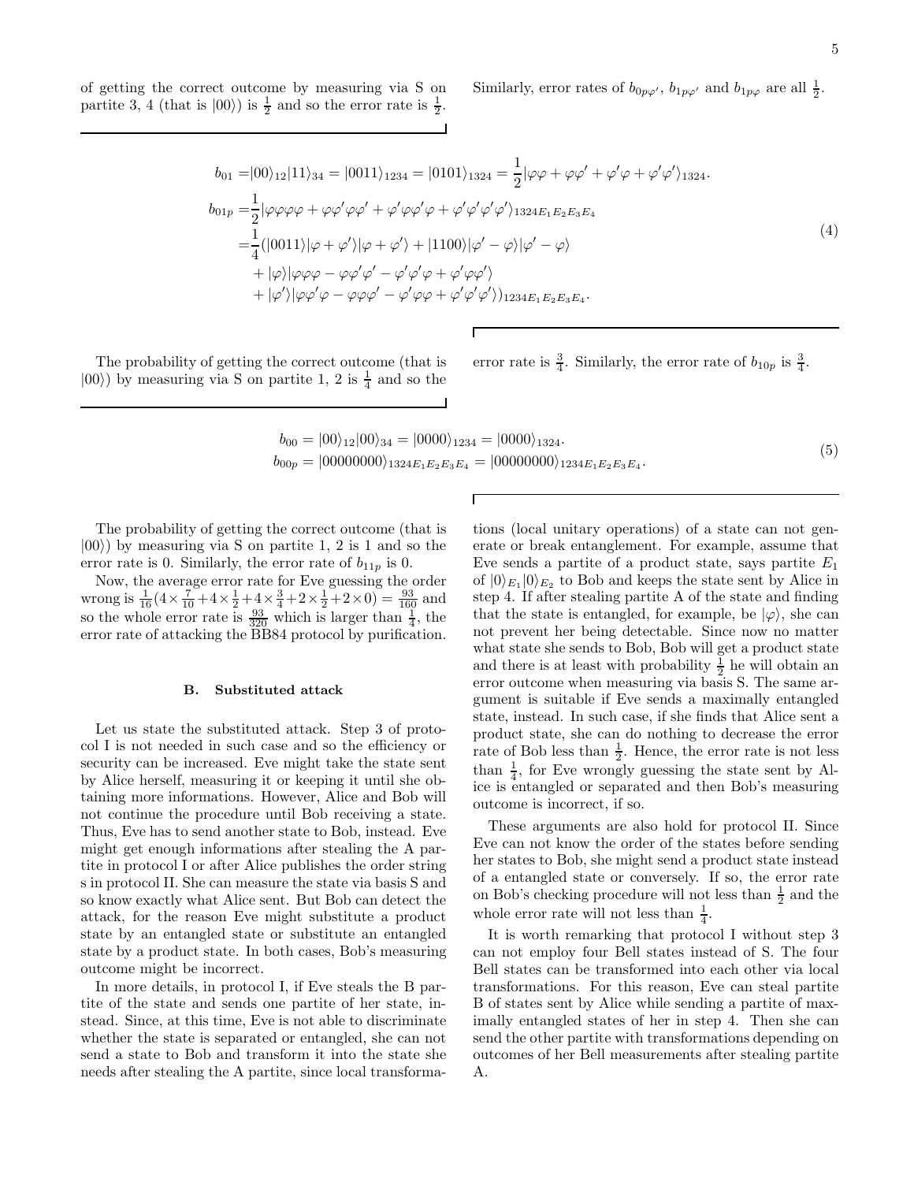of getting the correct outcome by measuring via S on partite 3, 4 (that is $|00\rangle$) is $\frac{1}{2}$ and so the error rate is $\frac{1}{2}$. Similarly, error rates of $b_{0p\varphi'}$, $b_{1p\varphi'}$ and $b_{1p\varphi}$ are all $\frac{1}{2}$.

$$
\begin{aligned}
b_{01} =& |00\rangle_{12}|11\rangle_{34} = |0011\rangle_{1234} = |0101\rangle_{1324} = \frac{1}{2}|\varphi\varphi + \varphi\varphi' + \varphi'\varphi + \varphi'\varphi'\rangle_{1324}. \\
b_{01p} =& \frac{1}{2}|\varphi\varphi\varphi\varphi + \varphi\varphi'\varphi\varphi' + \varphi'\varphi\varphi'\varphi + \varphi'\varphi'\varphi'\varphi'\rangle_{1324E_1E_2E_3E_4} \\
=& \frac{1}{4}(|0011\rangle|\varphi + \varphi'\rangle|\varphi + \varphi'\rangle + |1100\rangle|\varphi' - \varphi\rangle|\varphi' - \varphi\rangle \\
&+ |\varphi\rangle|\varphi\varphi\varphi - \varphi\varphi'\varphi' - \varphi'\varphi'\varphi + \varphi'\varphi\varphi'\rangle \\
&+ |\varphi'\rangle|\varphi\varphi'\varphi - \varphi\varphi\varphi' - \varphi'\varphi\varphi + \varphi'\varphi'\varphi'\rangle)_{1234E_1E_2E_3E_4}.
\end{aligned}
\tag{4}
$$

The probability of getting the correct outcome (that is $|00\rangle$) by measuring via S on partite 1, 2 is $\frac{1}{4}$ and so the error rate is $\frac{3}{4}$. Similarly, the error rate of $b_{10p}$ is $\frac{3}{4}$.

$$
\begin{aligned}
b_{00} &= |00\rangle_{12}|00\rangle_{34} = |0000\rangle_{1234} = |0000\rangle_{1324}. \\
b_{00p} &= |00000000\rangle_{1324E_1E_2E_3E_4} = |00000000\rangle_{1234E_1E_2E_3E_4}.
\end{aligned}
\tag{5}
$$

The probability of getting the correct outcome (that is $|00\rangle$) by measuring via S on partite 1, 2 is 1 and so the error rate is 0. Similarly, the error rate of $b_{11p}$ is 0.

Now, the average error rate for Eve guessing the order wrong is $\frac{1}{16}(4\times\frac{7}{10}+4\times\frac{1}{2}+4\times\frac{3}{4}+2\times\frac{1}{2}+2\times 0) = \frac{93}{160}$ and so the whole error rate is $\frac{93}{320}$ which is larger than $\frac{1}{4}$, the error rate of attacking the BB84 protocol by purification.

### B. Substituted attack

Let us state the substituted attack. Step 3 of protocol I is not needed in such case and so the efficiency or security can be increased. Eve might take the state sent by Alice herself, measuring it or keeping it until she obtaining more informations. However, Alice and Bob will not continue the procedure until Bob receiving a state. Thus, Eve has to send another state to Bob, instead. Eve might get enough informations after stealing the A partite in protocol I or after Alice publishes the order string s in protocol II. She can measure the state via basis S and so know exactly what Alice sent. But Bob can detect the attack, for the reason Eve might substitute a product state by an entangled state or substitute an entangled state by a product state. In both cases, Bob's measuring outcome might be incorrect.

In more details, in protocol I, if Eve steals the B partite of the state and sends one partite of her state, instead. Since, at this time, Eve is not able to discriminate whether the state is separated or entangled, she can not send a state to Bob and transform it into the state she needs after stealing the A partite, since local transformations (local unitary operations) of a state can not generate or break entanglement. For example, assume that Eve sends a partite of a product state, says partite $E_1$ of $|0\rangle_{E_1}|0\rangle_{E_2}$ to Bob and keeps the state sent by Alice in step 4. If after stealing partite A of the state and finding that the state is entangled, for example, be $|\varphi\rangle$, she can not prevent her being detectable. Since now no matter what state she sends to Bob, Bob will get a product state and there is at least with probability $\frac{1}{2}$ he will obtain an error outcome when measuring via basis S. The same argument is suitable if Eve sends a maximally entangled state, instead. In such case, if she finds that Alice sent a product state, she can do nothing to decrease the error rate of Bob less than $\frac{1}{2}$. Hence, the error rate is not less than $\frac{1}{4}$, for Eve wrongly guessing the state sent by Alice is entangled or separated and then Bob's measuring outcome is incorrect, if so.

These arguments are also hold for protocol II. Since Eve can not know the order of the states before sending her states to Bob, she might send a product state instead of a entangled state or conversely. If so, the error rate on Bob's checking procedure will not less than $\frac{1}{2}$ and the whole error rate will not less than $\frac{1}{4}$.

It is worth remarking that protocol I without step 3 can not employ four Bell states instead of S. The four Bell states can be transformed into each other via local transformations. For this reason, Eve can steal partite B of states sent by Alice while sending a partite of maximally entangled states of her in step 4. Then she can send the other partite with transformations depending on outcomes of her Bell measurements after stealing partite A.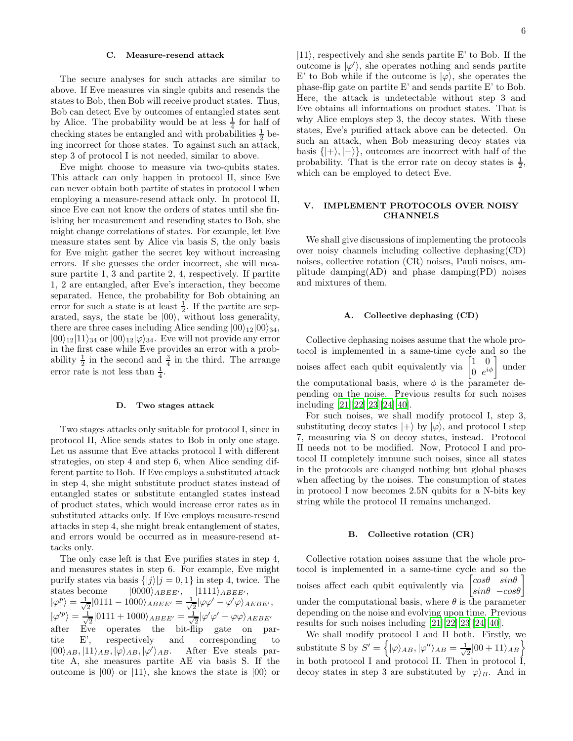### C. Measure-resend attack

The secure analyses for such attacks are similar to above. If Eve measures via single qubits and resends the states to Bob, then Bob will receive product states. Thus, Bob can detect Eve by outcomes of entangled states sent by Alice. The probability would be at less $\frac{1}{4}$ for half of checking states be entangled and with probabilities $\frac{1}{2}$ being incorrect for those states. To against such an attack, step 3 of protocol I is not needed, similar to above.

Eve might choose to measure via two-qubits states. This attack can only happen in protocol II, since Eve can never obtain both partite of states in protocol I when employing a measure-resend attack only. In protocol II, since Eve can not know the orders of states until she finishing her measurement and resending states to Bob, she might change correlations of states. For example, let Eve measure states sent by Alice via basis S, the only basis for Eve might gather the secret key without increasing errors. If she guesses the order incorrect, she will measure partite 1, 3 and partite 2, 4, respectively. If partite 1, 2 are entangled, after Eve's interaction, they become separated. Hence, the probability for Bob obtaining an error for such a state is at least $\frac{1}{2}$. If the partite are separated, says, the state be $|00\rangle$, without loss generality, there are three cases including Alice sending $|00\rangle_{12}|00\rangle_{34}$, $|00\rangle_{12}|11\rangle_{34}$ or $|00\rangle_{12}|\varphi\rangle_{34}$. Eve will not provide any error in the first case while Eve provides an error with a probability $\frac{1}{2}$ in the second and $\frac{3}{4}$ in the third. The arrange error rate is not less than $\frac{1}{4}$.

### D. Two stages attack

Two stages attacks only suitable for protocol I, since in protocol II, Alice sends states to Bob in only one stage. Let us assume that Eve attacks protocol I with different strategies, on step 4 and step 6, when Alice sending different partite to Bob. If Eve employs a substituted attack in step 4, she might substitute product states instead of entangled states or substitute entangled states instead of product states, which would increase error rates as in substituted attacks only. If Eve employs measure-resend attacks in step 4, she might break entanglement of states, and errors would be occurred as in measure-resend attacks only.

The only case left is that Eve purifies states in step 4, and measures states in step 6. For example, Eve might purify states via basis $\{|j\rangle|j=0,1\}$ in step 4, twice. The states become $|0000\rangle_{ABEE'}$, $|1111\rangle_{ABEE'}$, $|\varphi^p\rangle = \frac{1}{\sqrt{2}}|0111-1000\rangle_{ABEE'} = \frac{1}{\sqrt{2}}|\varphi\varphi'-\varphi'\varphi\rangle_{AEBE'}$, $|\varphi'^p\rangle = \frac{1}{\sqrt{2}}|0111+1000\rangle_{ABEE'} = \frac{1}{\sqrt{2}}|\varphi'\varphi'-\varphi\varphi\rangle_{AEBE'}$ after Eve operates the bit-flip gate on partite E', respectively and corresponding to $|00\rangle_{AB}, |11\rangle_{AB}, |\varphi\rangle_{AB}, |\varphi'\rangle_{AB}$. After Eve steals partite A, she measures partite AE via basis S. If the outcome is $|00\rangle$ or $|11\rangle$, she knows the state is $|00\rangle$ or $|11\rangle$, respectively and she sends partite E' to Bob. If the outcome is $|\varphi'\rangle$, she operates nothing and sends partite E' to Bob while if the outcome is $|\varphi\rangle$, she operates the phase-flip gate on partite E' and sends partite E' to Bob. Here, the attack is undetectable without step 3 and Eve obtains all informations on product states. That is why Alice employs step 3, the decoy states. With these states, Eve's purified attack above can be detected. On such an attack, when Bob measuring decoy states via basis $\{|+\rangle, |-\rangle\}$, outcomes are incorrect with half of the probability. That is the error rate on decoy states is $\frac{1}{2}$, which can be employed to detect Eve.

## V. IMPLEMENT PROTOCOLS OVER NOISY CHANNELS

We shall give discussions of implementing the protocols over noisy channels including collective dephasing(CD) noises, collective rotation (CR) noises, Pauli noises, amplitude damping(AD) and phase damping(PD) noises and mixtures of them.

### A. Collective dephasing (CD)

Collective dephasing noises assume that the whole protocol is implemented in a same-time cycle and so the noises affect each qubit equivalently via $\begin{bmatrix} 1 & 0 \\ 0 & e^{i\phi} \end{bmatrix}$ under the computational basis, where $\phi$ is the parameter depending on the noise. Previous results for such noises including [21][22][23][24][40].

For such noises, we shall modify protocol I, step 3, substituting decoy states $|+\rangle$ by $|\varphi\rangle$, and protocol I step 7, measuring via S on decoy states, instead. Protocol II needs not to be modified. Now, Protocol I and protocol II completely immune such noises, since all states in the protocols are changed nothing but global phases when affecting by the noises. The consumption of states in protocol I now becomes 2.5N qubits for a N-bits key string while the protocol II remains unchanged.

### B. Collective rotation (CR)

Collective rotation noises assume that the whole protocol is implemented in a same-time cycle and so the noises affect each qubit equivalently via $\begin{bmatrix} cos\theta & sin\theta \\ sin\theta & -cos\theta \end{bmatrix}$ under the computational basis, where $\theta$ is the parameter depending on the noise and evolving upon time. Previous results for such noises including [21][22][23][24][40].

We shall modify protocol I and II both. Firstly, we substitute S by $S' = \left\{|\varphi\rangle_{AB}, |\varphi''\rangle_{AB} = \frac{1}{\sqrt{2}}|00+11\rangle_{AB}\right\}$ in both protocol I and protocol II. Then in protocol I, decoy states in step 3 are substituted by $|\varphi\rangle_B$. And in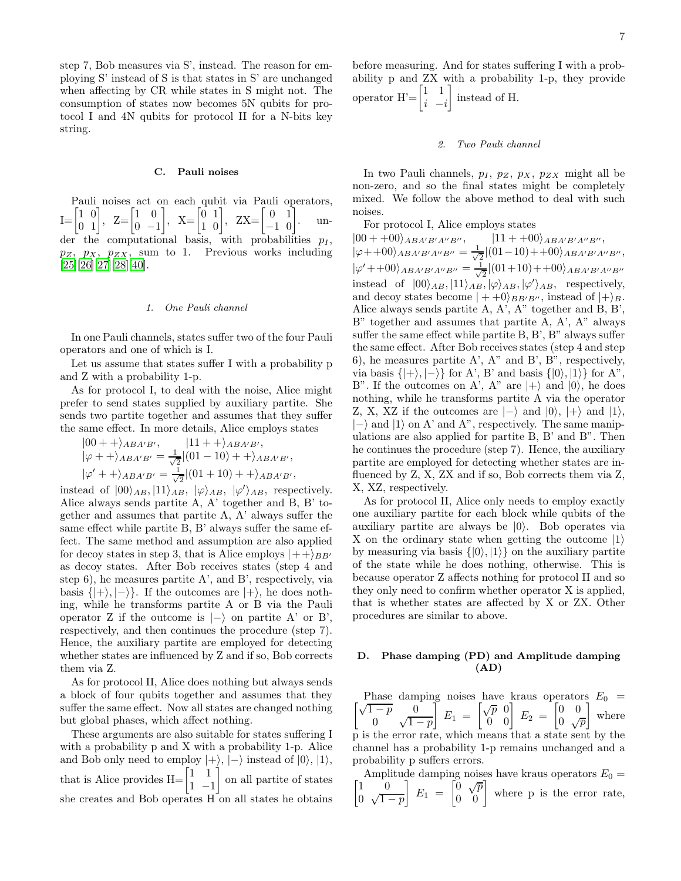step 7, Bob measures via S', instead. The reason for employing S' instead of S is that states in S' are unchanged when affecting by CR while states in S might not. The consumption of states now becomes 5N qubits for protocol I and 4N qubits for protocol II for a N-bits key string.

### C. Pauli noises

Pauli noises act on each qubit via Pauli operators, I=$\begin{bmatrix}1 & 0\\0 & 1\end{bmatrix}$, Z=$\begin{bmatrix}1 & 0\\0 & -1\end{bmatrix}$, X=$\begin{bmatrix}0 & 1\\1 & 0\end{bmatrix}$, ZX=$\begin{bmatrix}0 & 1\\-1 & 0\end{bmatrix}$. under the computational basis, with probabilities $p_I$, $p_Z$, $p_X$, $p_{ZX}$ sum to 1. Previous works including [25][26][27][28][40].

#### 1. One Pauli channel

In one Pauli channels, states suffer two of the four Pauli operators and one of which is I.

Let us assume that states suffer I with a probability p and Z with a probability 1-p.

As for protocol I, to deal with the noise, Alice might prefer to send states supplied by auxiliary partite. She sends two partite together and assumes that they suffer the same effect. In more details, Alice employs states

$|00++\rangle_{ABA'B'}$, $\quad |11++\rangle_{ABA'B'}$,
$|\varphi++\rangle_{ABA'B'}=\frac{1}{\sqrt{2}}|(01-10)++\rangle_{ABA'B'}$,
$|\varphi'++\rangle_{ABA'B'}=\frac{1}{\sqrt{2}}|(01+10)++\rangle_{ABA'B'}$,

instead of $|00\rangle_{AB}, |11\rangle_{AB}$, $|\varphi\rangle_{AB}$, $|\varphi'\rangle_{AB}$, respectively. Alice always sends partite A, A' together and B, B' together and assumes that partite A, A' always suffer the same effect while partite B, B' always suffer the same effect. The same method and assumption are also applied for decoy states in step 3, that is Alice employs $|++\rangle_{BB'}$ as decoy states. After Bob receives states (step 4 and step 6), he measures partite A', and B', respectively, via basis $\{|+\rangle, |-\rangle\}$. If the outcomes are $|+\rangle$, he does nothing, while he transforms partite A or B via the Pauli operator Z if the outcome is $|-\rangle$ on partite A' or B', respectively, and then continues the procedure (step 7). Hence, the auxiliary partite are employed for detecting whether states are influenced by Z and if so, Bob corrects them via Z.

As for protocol II, Alice does nothing but always sends a block of four qubits together and assumes that they suffer the same effect. Now all states are changed nothing but global phases, which affect nothing.

These arguments are also suitable for states suffering I with a probability p and X with a probability 1-p. Alice and Bob only need to employ $|+\rangle$, $|-\rangle$ instead of $|0\rangle, |1\rangle$, that is Alice provides H=$\begin{bmatrix}1 & 1\\1 & -1\end{bmatrix}$ on all partite of states she creates and Bob operates H on all states he obtains before measuring. And for states suffering I with a probability p and ZX with a probability 1-p, they provide operator H'=$\begin{bmatrix}1 & 1\\i & -i\end{bmatrix}$ instead of H.

#### 2. Two Pauli channel

In two Pauli channels, $p_I$, $p_Z$, $p_X$, $p_{ZX}$ might all be non-zero, and so the final states might be completely mixed. We follow the above method to deal with such noises.

For protocol I, Alice employs states
$|00++00\rangle_{ABA'B'A''B''}$, $\quad |11++00\rangle_{ABA'B'A''B''}$,
$|\varphi++00\rangle_{ABA'B'A''B''}=\frac{1}{\sqrt{2}}|(01-10)++00\rangle_{ABA'B'A''B''}$,
$|\varphi'++00\rangle_{ABA'B'A''B''}=\frac{1}{\sqrt{2}}|(01+10)++00\rangle_{ABA'B'A''B''}$
instead of $|00\rangle_{AB}, |11\rangle_{AB}, |\varphi\rangle_{AB}, |\varphi'\rangle_{AB}$, respectively, and decoy states become $|++0\rangle_{BB'B''}$, instead of $|+\rangle_B$. Alice always sends partite A, A', A" together and B, B', B" together and assumes that partite A, A', A" always suffer the same effect while partite B, B', B" always suffer the same effect. After Bob receives states (step 4 and step 6), he measures partite A', A" and B', B", respectively, via basis $\{|+\rangle, |-\rangle\}$ for A', B' and basis $\{|0\rangle, |1\rangle\}$ for A", B". If the outcomes on A', A" are $|+\rangle$ and $|0\rangle$, he does nothing, while he transforms partite A via the operator Z, X, XZ if the outcomes are $|-\rangle$ and $|0\rangle$, $|+\rangle$ and $|1\rangle$, $|-\rangle$ and $|1\rangle$ on A' and A", respectively. The same manipulations are also applied for partite B, B' and B". Then he continues the procedure (step 7). Hence, the auxiliary partite are employed for detecting whether states are influenced by Z, X, ZX and if so, Bob corrects them via Z, X, XZ, respectively.

As for protocol II, Alice only needs to employ exactly one auxiliary partite for each block while qubits of the auxiliary partite are always be $|0\rangle$. Bob operates via X on the ordinary state when getting the outcome $|1\rangle$ by measuring via basis $\{|0\rangle, |1\rangle\}$ on the auxiliary partite of the state while he does nothing, otherwise. This is because operator Z affects nothing for protocol II and so they only need to confirm whether operator X is applied, that is whether states are affected by X or ZX. Other procedures are similar to above.

### D. Phase damping (PD) and Amplitude damping (AD)

Phase damping noises have kraus operators $E_0=\begin{bmatrix}\sqrt{1-p} & 0\\0 & \sqrt{1-p}\end{bmatrix}$ $E_1=\begin{bmatrix}\sqrt{p} & 0\\0 & 0\end{bmatrix}$ $E_2=\begin{bmatrix}0 & 0\\0 & \sqrt{p}\end{bmatrix}$ where p is the error rate, which means that a state sent by the channel has a probability 1-p remains unchanged and a probability p suffers errors.

Amplitude damping noises have kraus operators $E_0=\begin{bmatrix}1 & 0\\0 & \sqrt{1-p}\end{bmatrix}$ $E_1=\begin{bmatrix}0 & \sqrt{p}\\0 & 0\end{bmatrix}$ where p is the error rate,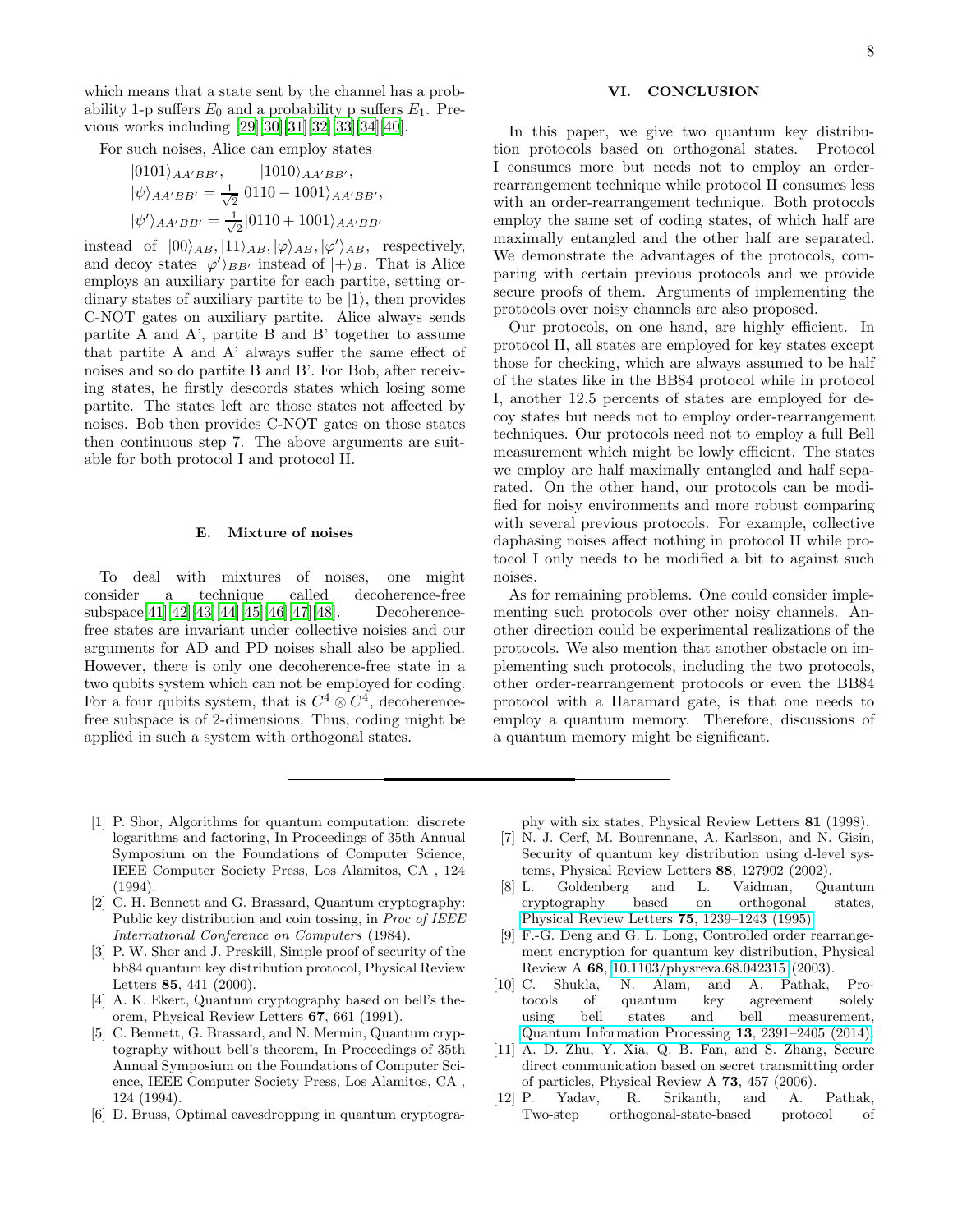which means that a state sent by the channel has a probability 1-p suffers $E_0$ and a probability p suffers $E_1$. Previous works including [29][30][31][32][33][34][40].

For such noises, Alice can employ states

$$|0101\rangle_{AA'BB'}, \qquad |1010\rangle_{AA'BB'},$$
$$|\psi\rangle_{AA'BB'} = \frac{1}{\sqrt{2}}|0110 - 1001\rangle_{AA'BB'},$$
$$|\psi'\rangle_{AA'BB'} = \frac{1}{\sqrt{2}}|0110 + 1001\rangle_{AA'BB'}$$

instead of $|00\rangle_{AB}, |11\rangle_{AB}, |\varphi\rangle_{AB}, |\varphi'\rangle_{AB}$, respectively, and decoy states $|\varphi'\rangle_{BB'}$ instead of $|+\rangle_B$. That is Alice employs an auxiliary partite for each partite, setting ordinary states of auxiliary partite to be $|1\rangle$, then provides C-NOT gates on auxiliary partite. Alice always sends partite A and A', partite B and B' together to assume that partite A and A' always suffer the same effect of noises and so do partite B and B'. For Bob, after receiving states, he firstly descords states which losing some partite. The states left are those states not affected by noises. Bob then provides C-NOT gates on those states then continuous step 7. The above arguments are suitable for both protocol I and protocol II.

### E. Mixture of noises

To deal with mixtures of noises, one might consider a technique called decoherence-free subspace[41][42][43][44][45][46][47][48]. Decoherence-free states are invariant under collective noisies and our arguments for AD and PD noises shall also be applied. However, there is only one decoherence-free state in a two qubits system which can not be employed for coding. For a four qubits system, that is $C^4 \otimes C^4$, decoherence-free subspace is of 2-dimensions. Thus, coding might be applied in such a system with orthogonal states.

## VI. CONCLUSION

In this paper, we give two quantum key distribution protocols based on orthogonal states. Protocol I consumes more but needs not to employ an order-rearrangement technique while protocol II consumes less with an order-rearrangement technique. Both protocols employ the same set of coding states, of which half are maximally entangled and the other half are separated. We demonstrate the advantages of the protocols, comparing with certain previous protocols and we provide secure proofs of them. Arguments of implementing the protocols over noisy channels are also proposed.

Our protocols, on one hand, are highly efficient. In protocol II, all states are employed for key states except those for checking, which are always assumed to be half of the states like in the BB84 protocol while in protocol I, another 12.5 percents of states are employed for decoy states but needs not to employ order-rearrangement techniques. Our protocols need not to employ a full Bell measurement which might be lowly efficient. The states we employ are half maximally entangled and half separated. On the other hand, our protocols can be modified for noisy environments and more robust comparing with several previous protocols. For example, collective daphasing noises affect nothing in protocol II while protocol I only needs to be modified a bit to against such noises.

As for remaining problems. One could consider implementing such protocols over other noisy channels. Another direction could be experimental realizations of the protocols. We also mention that another obstacle on implementing such protocols, including the two protocols, other order-rearrangement protocols or even the BB84 protocol with a Haramard gate, is that one needs to employ a quantum memory. Therefore, discussions of a quantum memory might be significant.

---

[1] P. Shor, Algorithms for quantum computation: discrete logarithms and factoring, In Proceedings of 35th Annual Symposium on the Foundations of Computer Science, IEEE Computer Society Press, Los Alamitos, CA , 124 (1994).

[2] C. H. Bennett and G. Brassard, Quantum cryptography: Public key distribution and coin tossing, in *Proc of IEEE International Conference on Computers* (1984).

[3] P. W. Shor and J. Preskill, Simple proof of security of the bb84 quantum key distribution protocol, Physical Review Letters **85**, 441 (2000).

[4] A. K. Ekert, Quantum cryptography based on bell's theorem, Physical Review Letters **67**, 661 (1991).

[5] C. Bennett, G. Brassard, and N. Mermin, Quantum cryptography without bell's theorem, In Proceedings of 35th Annual Symposium on the Foundations of Computer Science, IEEE Computer Society Press, Los Alamitos, CA , 124 (1994).

[6] D. Bruss, Optimal eavesdropping in quantum cryptography with six states, Physical Review Letters **81** (1998).

[7] N. J. Cerf, M. Bourennane, A. Karlsson, and N. Gisin, Security of quantum key distribution using d-level systems, Physical Review Letters **88**, 127902 (2002).

[8] L. Goldenberg and L. Vaidman, Quantum cryptography based on orthogonal states, Physical Review Letters **75**, 1239–1243 (1995).

[9] F.-G. Deng and G. L. Long, Controlled order rearrangement encryption for quantum key distribution, Physical Review A **68**, 10.1103/physreva.68.042315 (2003).

[10] C. Shukla, N. Alam, and A. Pathak, Protocols of quantum key agreement solely using bell states and bell measurement, Quantum Information Processing **13**, 2391–2405 (2014).

[11] A. D. Zhu, Y. Xia, Q. B. Fan, and S. Zhang, Secure direct communication based on secret transmitting order of particles, Physical Review A **73**, 457 (2006).

[12] P. Yadav, R. Srikanth, and A. Pathak, Two-step orthogonal-state-based protocol of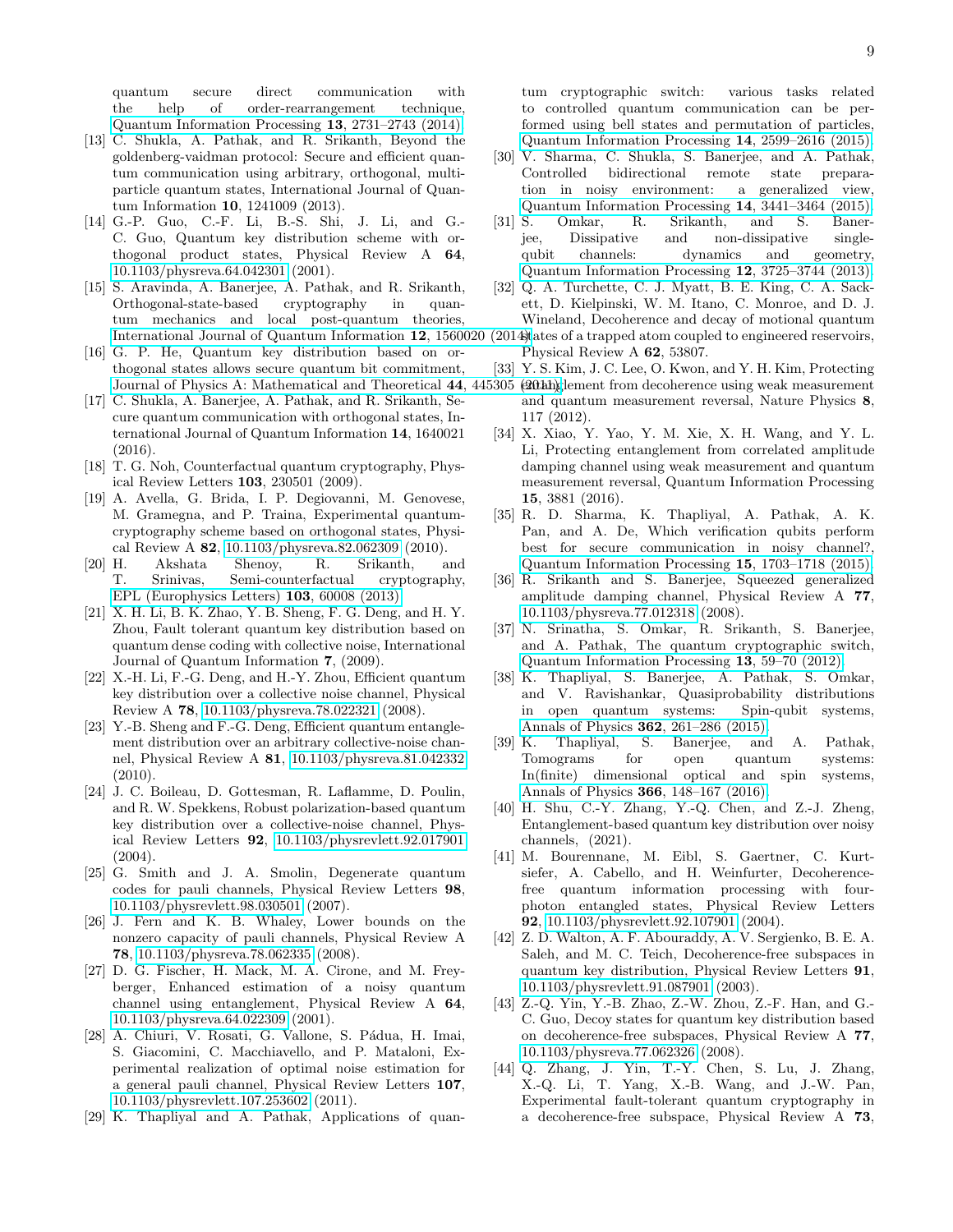quantum secure direct communication with the help of order-rearrangement technique, Quantum Information Processing **13**, 2731–2743 (2014).

[13] C. Shukla, A. Pathak, and R. Srikanth, Beyond the goldenberg-vaidman protocol: Secure and efficient quantum communication using arbitrary, orthogonal, multi-particle quantum states, International Journal of Quantum Information **10**, 1241009 (2013).

[14] G.-P. Guo, C.-F. Li, B.-S. Shi, J. Li, and G.-C. Guo, Quantum key distribution scheme with orthogonal product states, Physical Review A **64**, 10.1103/physreva.64.042301 (2001).

[15] S. Aravinda, A. Banerjee, A. Pathak, and R. Srikanth, Orthogonal-state-based cryptography in quantum mechanics and local post-quantum theories, International Journal of Quantum Information **12**, 1560020 (2014).

[16] G. P. He, Quantum key distribution based on orthogonal states allows secure quantum bit commitment, Journal of Physics A: Mathematical and Theoretical **44**, 445305 (2011).

[17] C. Shukla, A. Banerjee, A. Pathak, and R. Srikanth, Secure quantum communication with orthogonal states, International Journal of Quantum Information **14**, 1640021 (2016).

[18] T. G. Noh, Counterfactual quantum cryptography, Physical Review Letters **103**, 230501 (2009).

[19] A. Avella, G. Brida, I. P. Degiovanni, M. Genovese, M. Gramegna, and P. Traina, Experimental quantum-cryptography scheme based on orthogonal states, Physical Review A **82**, 10.1103/physreva.82.062309 (2010).

[20] H. Akshata Shenoy, R. Srikanth, and T. Srinivas, Semi-counterfactual cryptography, EPL (Europhysics Letters) **103**, 60008 (2013).

[21] X. H. Li, B. K. Zhao, Y. B. Sheng, F. G. Deng, and H. Y. Zhou, Fault tolerant quantum key distribution based on quantum dense coding with collective noise, International Journal of Quantum Information **7**, (2009).

[22] X.-H. Li, F.-G. Deng, and H.-Y. Zhou, Efficient quantum key distribution over a collective noise channel, Physical Review A **78**, 10.1103/physreva.78.022321 (2008).

[23] Y.-B. Sheng and F.-G. Deng, Efficient quantum entanglement distribution over an arbitrary collective-noise channel, Physical Review A **81**, 10.1103/physreva.81.042332 (2010).

[24] J. C. Boileau, D. Gottesman, R. Laflamme, D. Poulin, and R. W. Spekkens, Robust polarization-based quantum key distribution over a collective-noise channel, Physical Review Letters **92**, 10.1103/physrevlett.92.017901 (2004).

[25] G. Smith and J. A. Smolin, Degenerate quantum codes for pauli channels, Physical Review Letters **98**, 10.1103/physrevlett.98.030501 (2007).

[26] J. Fern and K. B. Whaley, Lower bounds on the nonzero capacity of pauli channels, Physical Review A **78**, 10.1103/physreva.78.062335 (2008).

[27] D. G. Fischer, H. Mack, M. A. Cirone, and M. Freyberger, Enhanced estimation of a noisy quantum channel using entanglement, Physical Review A **64**, 10.1103/physreva.64.022309 (2001).

[28] A. Chiuri, V. Rosati, G. Vallone, S. Pádua, H. Imai, S. Giacomini, C. Macchiavello, and P. Mataloni, Experimental realization of optimal noise estimation for a general pauli channel, Physical Review Letters **107**, 10.1103/physrevlett.107.253602 (2011).

[29] K. Thapliyal and A. Pathak, Applications of quantum cryptographic switch: various tasks related to controlled quantum communication can be performed using bell states and permutation of particles, Quantum Information Processing **14**, 2599–2616 (2015).

[30] V. Sharma, C. Shukla, S. Banerjee, and A. Pathak, Controlled bidirectional remote state preparation in noisy environment: a generalized view, Quantum Information Processing **14**, 3441–3464 (2015).

[31] S. Omkar, R. Srikanth, and S. Banerjee, Dissipative and non-dissipative single-qubit channels: dynamics and geometry, Quantum Information Processing **12**, 3725–3744 (2013).

[32] Q. A. Turchette, C. J. Myatt, B. E. King, C. A. Sackett, D. Kielpinski, W. M. Itano, C. Monroe, and D. J. Wineland, Decoherence and decay of motional quantum states of a trapped atom coupled to engineered reservoirs, Physical Review A **62**, 53807.

[33] Y. S. Kim, J. C. Lee, O. Kwon, and Y. H. Kim, Protecting entanglement from decoherence using weak measurement and quantum measurement reversal, Nature Physics **8**, 117 (2012).

[34] X. Xiao, Y. Yao, Y. M. Xie, X. H. Wang, and Y. L. Li, Protecting entanglement from correlated amplitude damping channel using weak measurement and quantum measurement reversal, Quantum Information Processing **15**, 3881 (2016).

[35] R. D. Sharma, K. Thapliyal, A. Pathak, A. K. Pan, and A. De, Which verification qubits perform best for secure communication in noisy channel?, Quantum Information Processing **15**, 1703–1718 (2015).

[36] R. Srikanth and S. Banerjee, Squeezed generalized amplitude damping channel, Physical Review A **77**, 10.1103/physreva.77.012318 (2008).

[37] N. Srinatha, S. Omkar, R. Srikanth, S. Banerjee, and A. Pathak, The quantum cryptographic switch, Quantum Information Processing **13**, 59–70 (2012).

[38] K. Thapliyal, S. Banerjee, A. Pathak, S. Omkar, and V. Ravishankar, Quasiprobability distributions in open quantum systems: Spin-qubit systems, Annals of Physics **362**, 261–286 (2015).

[39] K. Thapliyal, S. Banerjee, and A. Pathak, Tomograms for open quantum systems: In(finite) dimensional optical and spin systems, Annals of Physics **366**, 148–167 (2016).

[40] H. Shu, C.-Y. Zhang, Y.-Q. Chen, and Z.-J. Zheng, Entanglement-based quantum key distribution over noisy channels, (2021).

[41] M. Bourennane, M. Eibl, S. Gaertner, C. Kurtsiefer, A. Cabello, and H. Weinfurter, Decoherence-free quantum information processing with four-photon entangled states, Physical Review Letters **92**, 10.1103/physrevlett.92.107901 (2004).

[42] Z. D. Walton, A. F. Abouraddy, A. V. Sergienko, B. E. A. Saleh, and M. C. Teich, Decoherence-free subspaces in quantum key distribution, Physical Review Letters **91**, 10.1103/physrevlett.91.087901 (2003).

[43] Z.-Q. Yin, Y.-B. Zhao, Z.-W. Zhou, Z.-F. Han, and G.-C. Guo, Decoy states for quantum key distribution based on decoherence-free subspaces, Physical Review A **77**, 10.1103/physreva.77.062326 (2008).

[44] Q. Zhang, J. Yin, T.-Y. Chen, S. Lu, J. Zhang, X.-Q. Li, T. Yang, X.-B. Wang, and J.-W. Pan, Experimental fault-tolerant quantum cryptography in a decoherence-free subspace, Physical Review A **73**,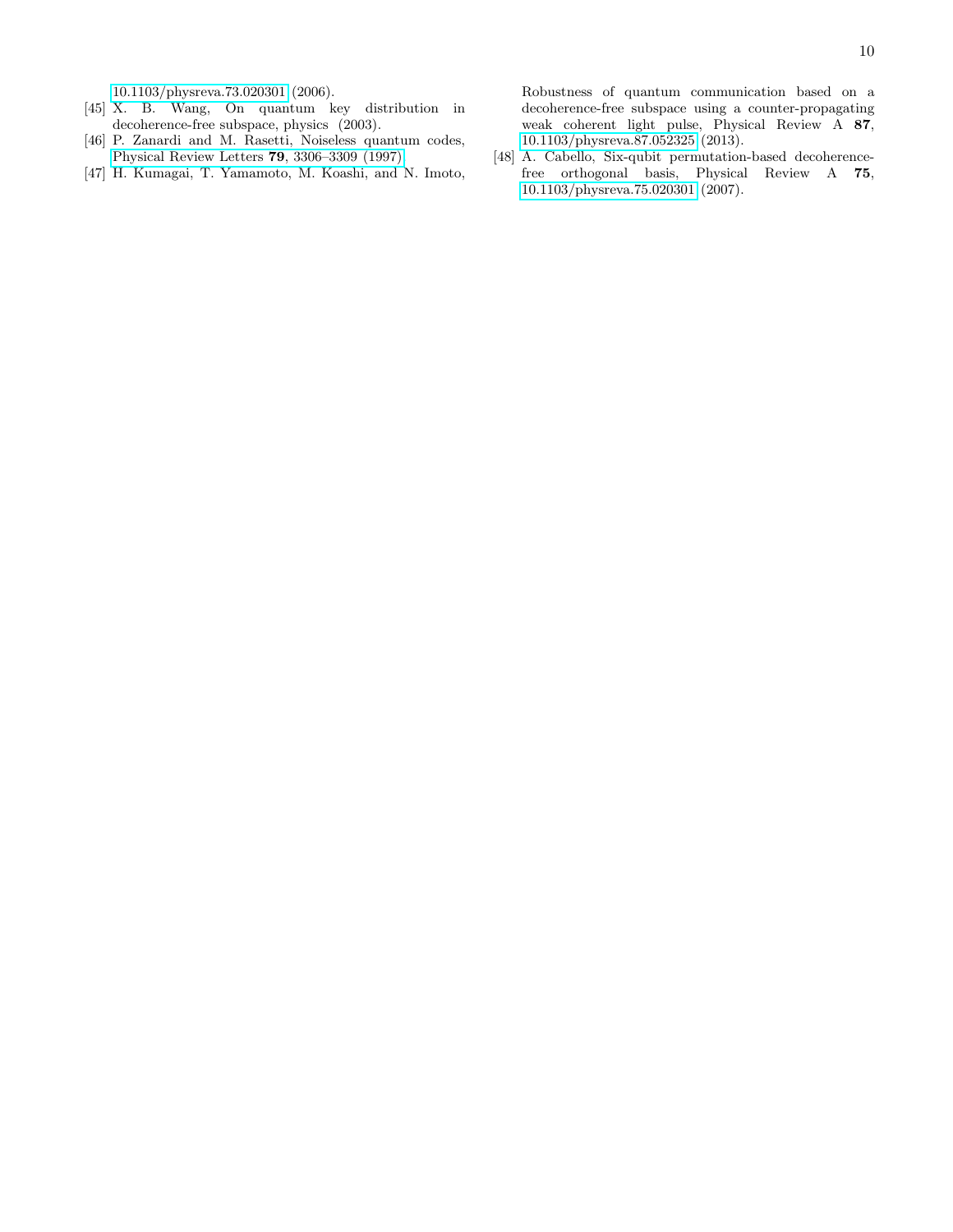10.1103/physreva.73.020301 (2006).

[45] X. B. Wang, On quantum key distribution in decoherence-free subspace, physics (2003).

[46] P. Zanardi and M. Rasetti, Noiseless quantum codes, Physical Review Letters **79**, 3306–3309 (1997).

[47] H. Kumagai, T. Yamamoto, M. Koashi, and N. Imoto, Robustness of quantum communication based on a decoherence-free subspace using a counter-propagating weak coherent light pulse, Physical Review A **87**, 10.1103/physreva.87.052325 (2013).

[48] A. Cabello, Six-qubit permutation-based decoherence-free orthogonal basis, Physical Review A **75**, 10.1103/physreva.75.020301 (2007).